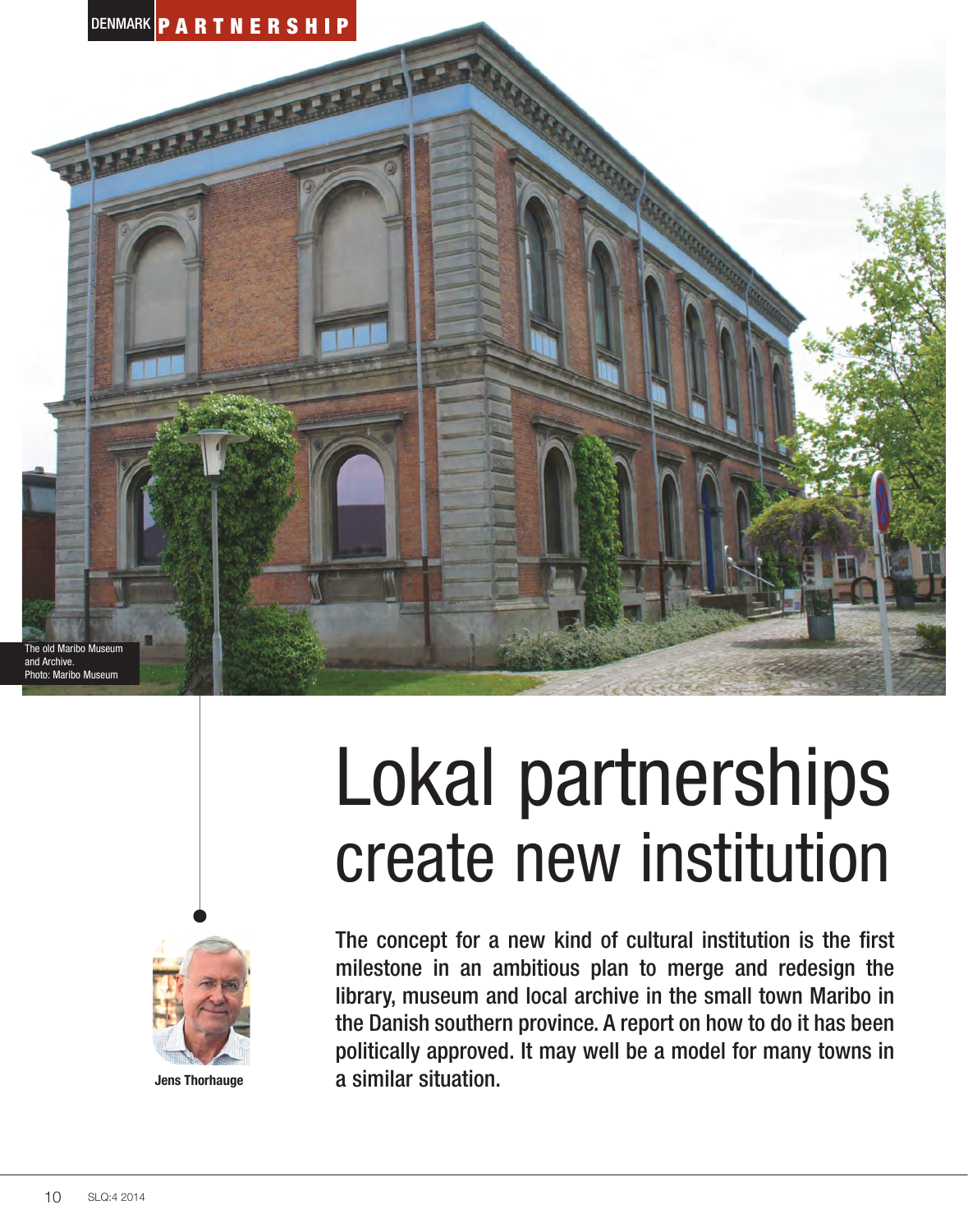DENMARK **PARTNERSHIP**

The old Maribo Museum and Archive.
Photo: Maribo Museum

# Lokal partnerships create new institution

Jens Thorhauge

**The concept for a new kind of cultural institution is the first milestone in an ambitious plan to merge and redesign the library, museum and local archive in the small town Maribo in the Danish southern province. A report on how to do it has been politically approved. It may well be a model for many towns in a similar situation.**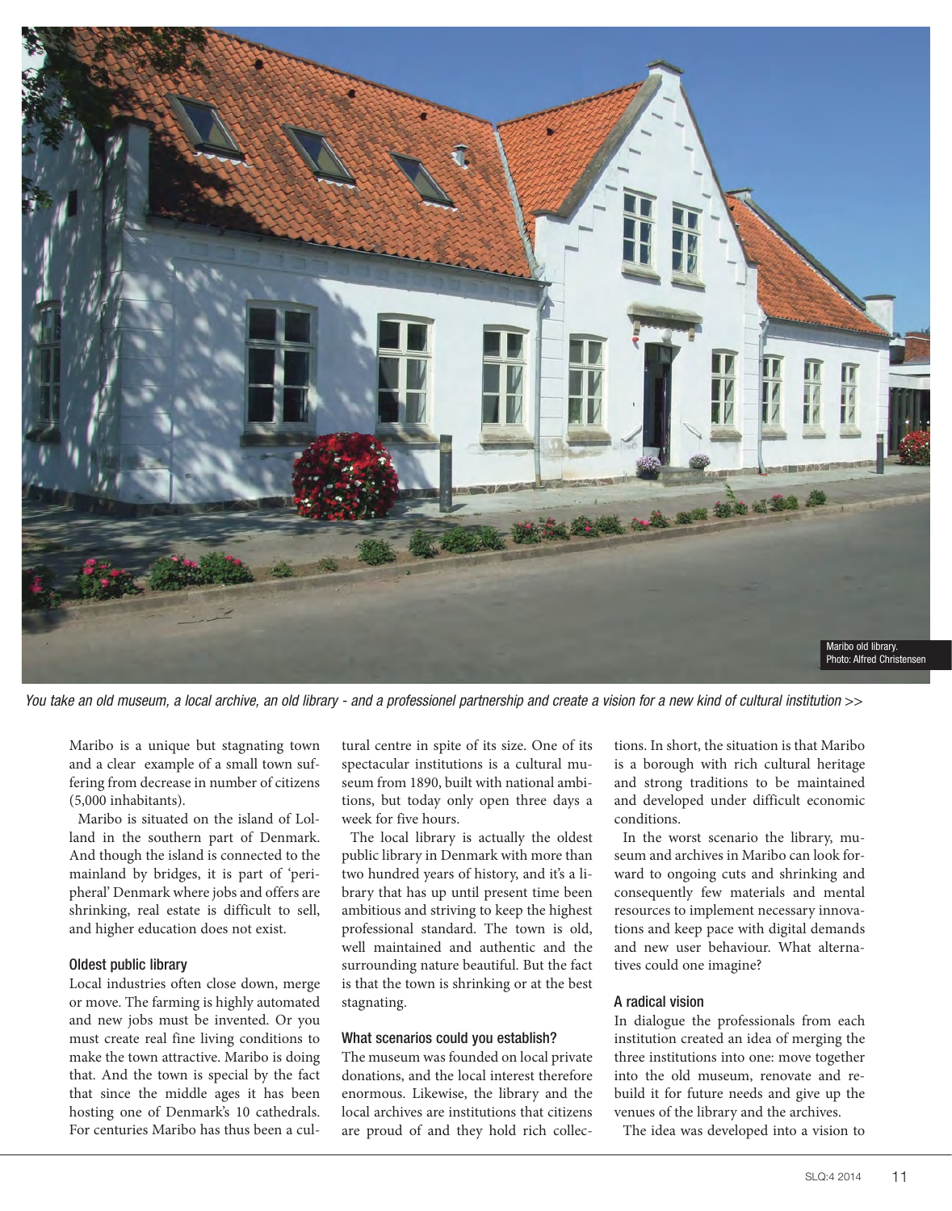Maribo old library.
Photo: Alfred Christensen

*You take an old museum, a local archive, an old library - and a professionel partnership and create a vision for a new kind of cultural institution >>*

Maribo is a unique but stagnating town and a clear example of a small town suffering from decrease in number of citizens (5,000 inhabitants).

Maribo is situated on the island of Lolland in the southern part of Denmark. And though the island is connected to the mainland by bridges, it is part of 'peripheral' Denmark where jobs and offers are shrinking, real estate is difficult to sell, and higher education does not exist.

### Oldest public library

Local industries often close down, merge or move. The farming is highly automated and new jobs must be invented. Or you must create real fine living conditions to make the town attractive. Maribo is doing that. And the town is special by the fact that since the middle ages it has been hosting one of Denmark's 10 cathedrals. For centuries Maribo has thus been a cultural centre in spite of its size. One of its spectacular institutions is a cultural museum from 1890, built with national ambitions, but today only open three days a week for five hours.

The local library is actually the oldest public library in Denmark with more than two hundred years of history, and it's a library that has up until present time been ambitious and striving to keep the highest professional standard. The town is old, well maintained and authentic and the surrounding nature beautiful. But the fact is that the town is shrinking or at the best stagnating.

### What scenarios could you establish?

The museum was founded on local private donations, and the local interest therefore enormous. Likewise, the library and the local archives are institutions that citizens are proud of and they hold rich collections. In short, the situation is that Maribo is a borough with rich cultural heritage and strong traditions to be maintained and developed under difficult economic conditions.

In the worst scenario the library, museum and archives in Maribo can look forward to ongoing cuts and shrinking and consequently few materials and mental resources to implement necessary innovations and keep pace with digital demands and new user behaviour. What alternatives could one imagine?

### A radical vision

In dialogue the professionals from each institution created an idea of merging the three institutions into one: move together into the old museum, renovate and rebuild it for future needs and give up the venues of the library and the archives.

The idea was developed into a vision to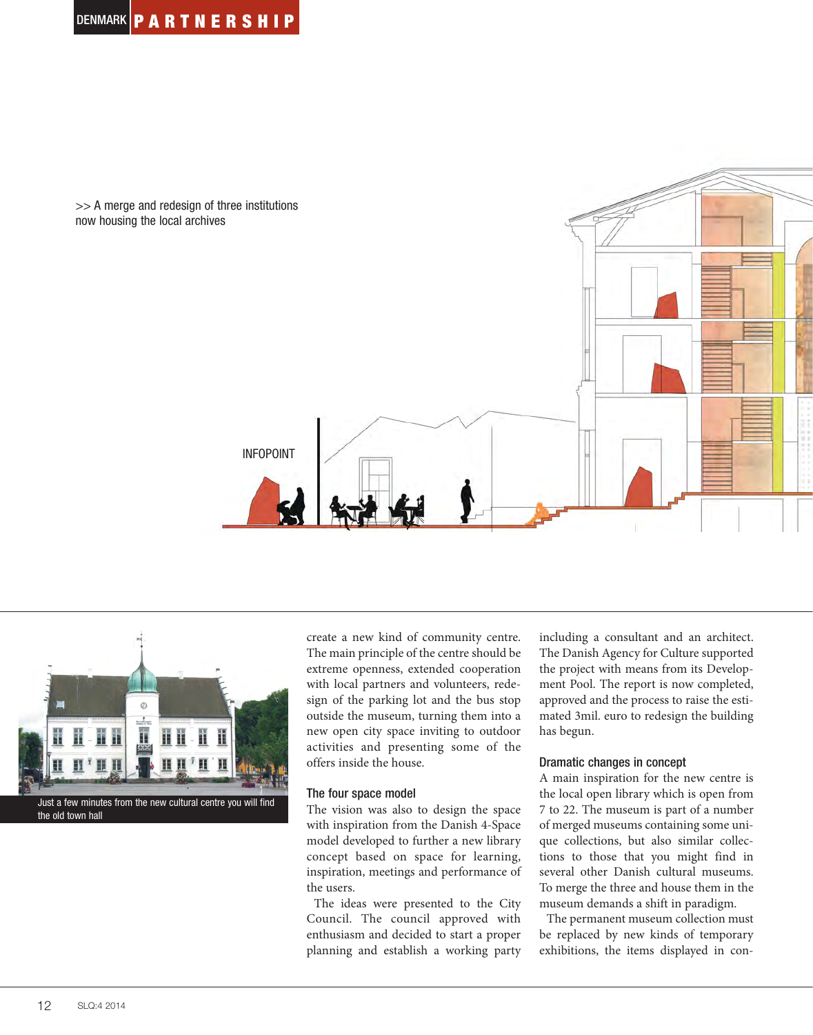>> A merge and redesign of three institutions now housing the local archives

INFOPOINT

Just a few minutes from the new cultural centre you will find the old town hall

create a new kind of community centre. The main principle of the centre should be extreme openness, extended cooperation with local partners and volunteers, redesign of the parking lot and the bus stop outside the museum, turning them into a new open city space inviting to outdoor activities and presenting some of the offers inside the house.

### The four space model

The vision was also to design the space with inspiration from the Danish 4-Space model developed to further a new library concept based on space for learning, inspiration, meetings and performance of the users.

The ideas were presented to the City Council. The council approved with enthusiasm and decided to start a proper planning and establish a working party including a consultant and an architect. The Danish Agency for Culture supported the project with means from its Development Pool. The report is now completed, approved and the process to raise the estimated 3mil. euro to redesign the building has begun.

### Dramatic changes in concept

A main inspiration for the new centre is the local open library which is open from 7 to 22. The museum is part of a number of merged museums containing some unique collections, but also similar collections to those that you might find in several other Danish cultural museums. To merge the three and house them in the museum demands a shift in paradigm.

The permanent museum collection must be replaced by new kinds of temporary exhibitions, the items displayed in con-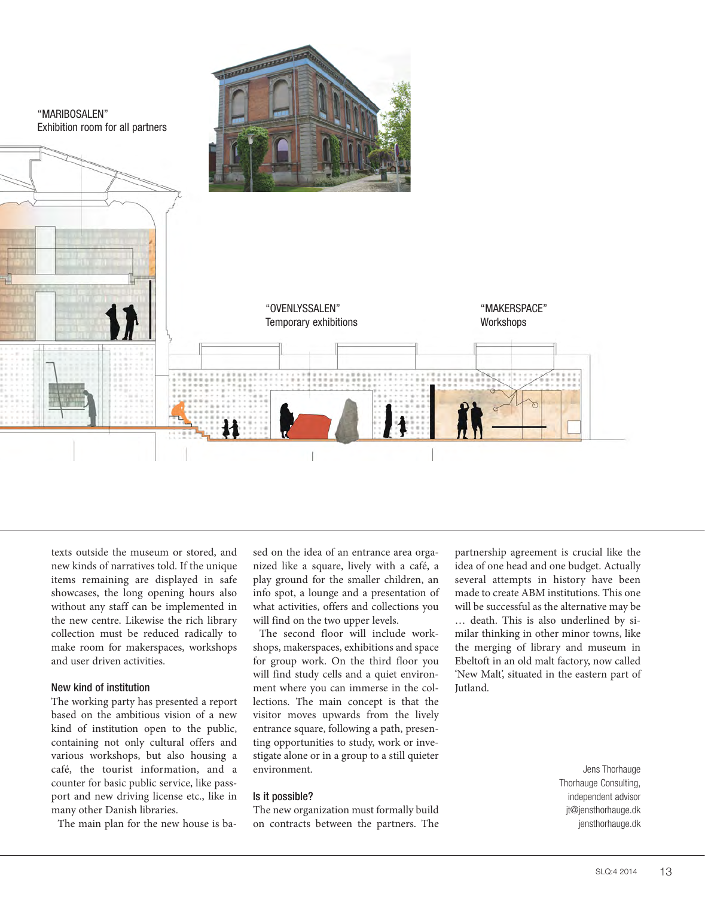"MARIBOSALEN"
Exhibition room for all partners

"OVENLYSSALEN"
Temporary exhibitions

"MAKERSPACE"
Workshops

texts outside the museum or stored, and new kinds of narratives told. If the unique items remaining are displayed in safe showcases, the long opening hours also without any staff can be implemented in the new centre. Likewise the rich library collection must be reduced radically to make room for makerspaces, workshops and user driven activities.

### New kind of institution

The working party has presented a report based on the ambitious vision of a new kind of institution open to the public, containing not only cultural offers and various workshops, but also housing a café, the tourist information, and a counter for basic public service, like passport and new driving license etc., like in many other Danish libraries.

The main plan for the new house is based on the idea of an entrance area organized like a square, lively with a café, a play ground for the smaller children, an info spot, a lounge and a presentation of what activities, offers and collections you will find on the two upper levels.

The second floor will include workshops, makerspaces, exhibitions and space for group work. On the third floor you will find study cells and a quiet environment where you can immerse in the collections. The main concept is that the visitor moves upwards from the lively entrance square, following a path, presenting opportunities to study, work or investigate alone or in a group to a still quieter environment.

### Is it possible?

The new organization must formally build on contracts between the partners. The partnership agreement is crucial like the idea of one head and one budget. Actually several attempts in history have been made to create ABM institutions. This one will be successful as the alternative may be … death. This is also underlined by similar thinking in other minor towns, like the merging of library and museum in Ebeltoft in an old malt factory, now called 'New Malt', situated in the eastern part of Jutland.

Jens Thorhauge
Thorhauge Consulting,
independent advisor
jt@jensthorhauge.dk
jensthorhauge.dk